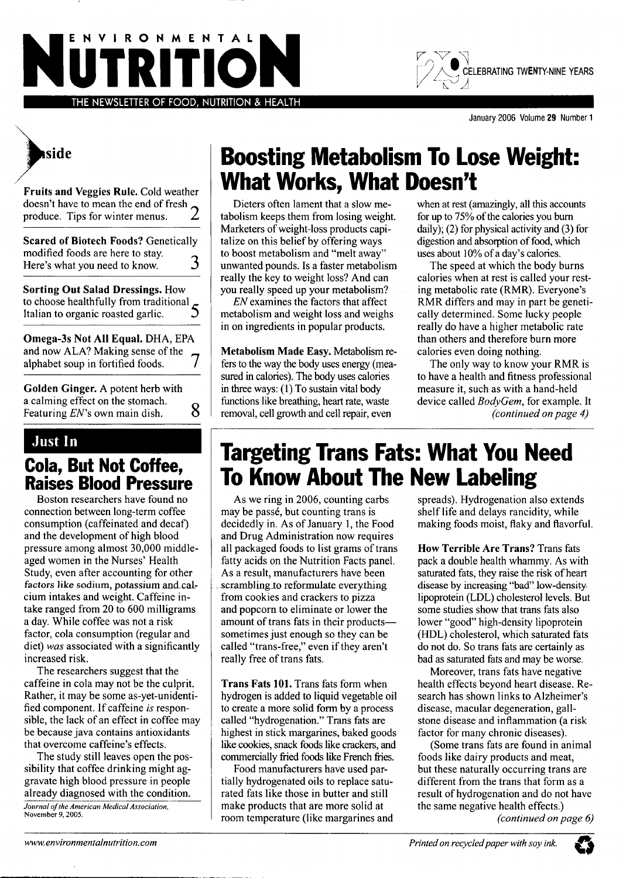# ENVIRONMENTAL NUTRITION

THE NEWSLETTER OF FOOD, NUTRITION & HEALTH

CELEBRATING TWENTY-NINE YEARS

January 2006 Volume 29 Number 1

## Inside

**Fruits and Veggies Rule.** Cold weather doesn't have to mean the end of fresh produce. Tips for winter menus. 2

**Scared of Biotech Foods?** Genetically modified foods are here to stay. Here's what you need to know. 3

**Sorting Out Salad Dressings.** How to choose healthfully from traditional Italian to organic roasted garlic. 5

**Omega-3s Not All Equal.** DHA, EPA and now ALA? Making sense of the alphabet soup in fortified foods. 7

**Golden Ginger.** A potent herb with a calming effect on the stomach. Featuring *EN*'s own main dish. 8

## Just In

### Cola, But Not Coffee, Raises Blood Pressure

Boston researchers have found no connection between long-term coffee consumption (caffeinated and decaf) and the development of high blood pressure among almost 30,000 middle-aged women in the Nurses' Health Study, even after accounting for other factors like sodium, potassium and calcium intakes and weight. Caffeine intake ranged from 20 to 600 milligrams a day. While coffee was not a risk factor, cola consumption (regular and diet) *was* associated with a significantly increased risk.

The researchers suggest that the caffeine in cola may not be the culprit. Rather, it may be some as-yet-unidentified component. If caffeine *is* responsible, the lack of an effect in coffee may be because java contains antioxidants that overcome caffeine's effects.

The study still leaves open the possibility that coffee drinking might aggravate high blood pressure in people already diagnosed with the condition.

*Journal of the American Medical Association*, November 9, 2005.

## Boosting Metabolism To Lose Weight: What Works, What Doesn't

Dieters often lament that a slow metabolism keeps them from losing weight. Marketers of weight-loss products capitalize on this belief by offering ways to boost metabolism and "melt away" unwanted pounds. Is a faster metabolism really the key to weight loss? And can you really speed up your metabolism?

*EN* examines the factors that affect metabolism and weight loss and weighs in on ingredients in popular products.

**Metabolism Made Easy.** Metabolism refers to the way the body uses energy (measured in calories). The body uses calories in three ways: (1) To sustain vital body functions like breathing, heart rate, waste removal, cell growth and cell repair, even when at rest (amazingly, all this accounts for up to 75% of the calories you burn daily); (2) for physical activity and (3) for digestion and absorption of food, which uses about 10% of a day's calories.

The speed at which the body burns calories when at rest is called your resting metabolic rate (RMR). Everyone's RMR differs and may in part be genetically determined. Some lucky people really do have a higher metabolic rate than others and therefore burn more calories even doing nothing.

The only way to know your RMR is to have a health and fitness professional measure it, such as with a hand-held device called *BodyGem*, for example. It

*(continued on page 4)*

## Targeting Trans Fats: What You Need To Know About The New Labeling

As we ring in 2006, counting carbs may be passé, but counting trans is decidedly in. As of January 1, the Food and Drug Administration now requires all packaged foods to list grams of trans fatty acids on the Nutrition Facts panel. As a result, manufacturers have been scrambling to reformulate everything from cookies and crackers to pizza and popcorn to eliminate or lower the amount of trans fats in their products—sometimes just enough so they can be called "trans-free," even if they aren't really free of trans fats.

**Trans Fats 101.** Trans fats form when hydrogen is added to liquid vegetable oil to create a more solid form by a process called "hydrogenation." Trans fats are highest in stick margarines, baked goods like cookies, snack foods like crackers, and commercially fried foods like French fries.

Food manufacturers have used partially hydrogenated oils to replace saturated fats like those in butter and still make products that are more solid at room temperature (like margarines and spreads). Hydrogenation also extends shelf life and delays rancidity, while making foods moist, flaky and flavorful.

**How Terrible Are Trans?** Trans fats pack a double health whammy. As with saturated fats, they raise the risk of heart disease by increasing "bad" low-density lipoprotein (LDL) cholesterol levels. But some studies show that trans fats also lower "good" high-density lipoprotein (HDL) cholesterol, which saturated fats do not do. So trans fats are certainly as bad as saturated fats and may be worse.

Moreover, trans fats have negative health effects beyond heart disease. Research has shown links to Alzheimer's disease, macular degeneration, gallstone disease and inflammation (a risk factor for many chronic diseases).

(Some trans fats are found in animal foods like dairy products and meat, but these naturally occurring trans are different from the trans that form as a result of hydrogenation and do not have the same negative health effects.)

*(continued on page 6)*

*www.environmentalnutrition.com*

*Printed on recycled paper with soy ink.*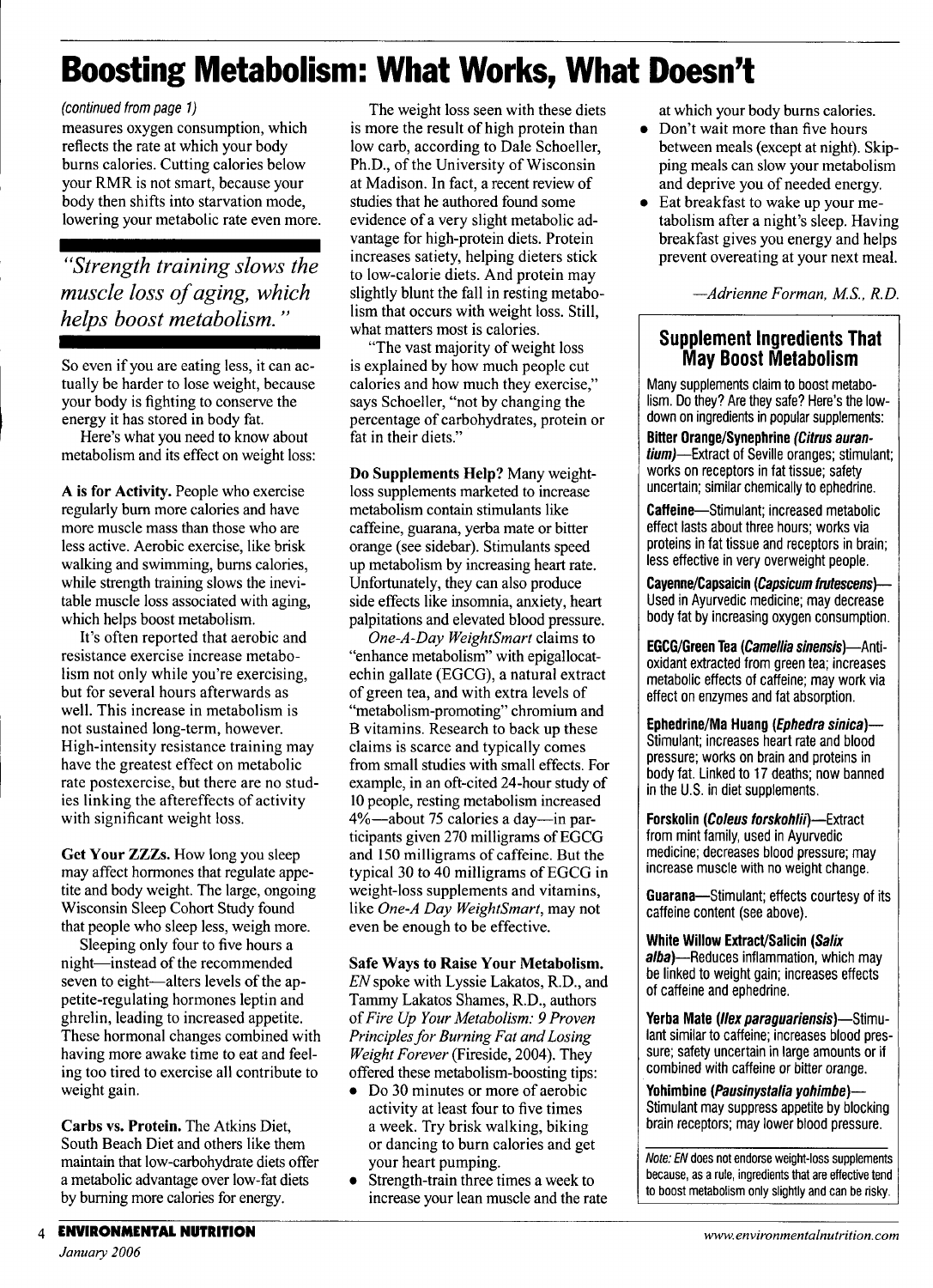# Boosting Metabolism: What Works, What Doesn't

*(continued from page 1)*

measures oxygen consumption, which reflects the rate at which your body burns calories. Cutting calories below your RMR is not smart, because your body then shifts into starvation mode, lowering your metabolic rate even more.

> *"Strength training slows the muscle loss of aging, which helps boost metabolism."*

So even if you are eating less, it can actually be harder to lose weight, because your body is fighting to conserve the energy it has stored in body fat.

Here's what you need to know about metabolism and its effect on weight loss:

**A is for Activity.** People who exercise regularly burn more calories and have more muscle mass than those who are less active. Aerobic exercise, like brisk walking and swimming, burns calories, while strength training slows the inevitable muscle loss associated with aging, which helps boost metabolism.

It's often reported that aerobic and resistance exercise increase metabolism not only while you're exercising, but for several hours afterwards as well. This increase in metabolism is not sustained long-term, however. High-intensity resistance training may have the greatest effect on metabolic rate postexercise, but there are no studies linking the aftereffects of activity with significant weight loss.

**Get Your ZZZs.** How long you sleep may affect hormones that regulate appetite and body weight. The large, ongoing Wisconsin Sleep Cohort Study found that people who sleep less, weigh more.

Sleeping only four to five hours a night—instead of the recommended seven to eight—alters levels of the appetite-regulating hormones leptin and ghrelin, leading to increased appetite. These hormonal changes combined with having more awake time to eat and feeling too tired to exercise all contribute to weight gain.

**Carbs vs. Protein.** The Atkins Diet, South Beach Diet and others like them maintain that low-carbohydrate diets offer a metabolic advantage over low-fat diets by burning more calories for energy.

The weight loss seen with these diets is more the result of high protein than low carb, according to Dale Schoeller, Ph.D., of the University of Wisconsin at Madison. In fact, a recent review of studies that he authored found some evidence of a very slight metabolic advantage for high-protein diets. Protein increases satiety, helping dieters stick to low-calorie diets. And protein may slightly blunt the fall in resting metabolism that occurs with weight loss. Still, what matters most is calories.

"The vast majority of weight loss is explained by how much people cut calories and how much they exercise," says Schoeller, "not by changing the percentage of carbohydrates, protein or fat in their diets."

**Do Supplements Help?** Many weight-loss supplements marketed to increase metabolism contain stimulants like caffeine, guarana, yerba mate or bitter orange (see sidebar). Stimulants speed up metabolism by increasing heart rate. Unfortunately, they can also produce side effects like insomnia, anxiety, heart palpitations and elevated blood pressure.

*One-A-Day WeightSmart* claims to "enhance metabolism" with epigallocatechin gallate (EGCG), a natural extract of green tea, and with extra levels of "metabolism-promoting" chromium and B vitamins. Research to back up these claims is scarce and typically comes from small studies with small effects. For example, in an oft-cited 24-hour study of 10 people, resting metabolism increased 4%—about 75 calories a day—in participants given 270 milligrams of EGCG and 150 milligrams of caffeine. But the typical 30 to 40 milligrams of EGCG in weight-loss supplements and vitamins, like *One-A Day WeightSmart*, may not even be enough to be effective.

**Safe Ways to Raise Your Metabolism.** *EN* spoke with Lyssie Lakatos, R.D., and Tammy Lakatos Shames, R.D., authors of *Fire Up Your Metabolism: 9 Proven Principles for Burning Fat and Losing Weight Forever* (Fireside, 2004). They offered these metabolism-boosting tips:

- Do 30 minutes or more of aerobic activity at least four to five times a week. Try brisk walking, biking or dancing to burn calories and get your heart pumping.
- Strength-train three times a week to increase your lean muscle and the rate at which your body burns calories.
- Don't wait more than five hours between meals (except at night). Skipping meals can slow your metabolism and deprive you of needed energy.
- Eat breakfast to wake up your metabolism after a night's sleep. Having breakfast gives you energy and helps prevent overeating at your next meal.

*—Adrienne Forman, M.S., R.D.*

## Supplement Ingredients That May Boost Metabolism

Many supplements claim to boost metabolism. Do they? Are they safe? Here's the low-down on ingredients in popular supplements:

**Bitter Orange/Synephrine (*Citrus aurantium*)**—Extract of Seville oranges; stimulant; works on receptors in fat tissue; safety uncertain; similar chemically to ephedrine.

**Caffeine**—Stimulant; increased metabolic effect lasts about three hours; works via proteins in fat tissue and receptors in brain; less effective in very overweight people.

**Cayenne/Capsaicin (*Capsicum frutescens*)**—Used in Ayurvedic medicine; may decrease body fat by increasing oxygen consumption.

**EGCG/Green Tea (*Camellia sinensis*)**—Antioxidant extracted from green tea; increases metabolic effects of caffeine; may work via effect on enzymes and fat absorption.

**Ephedrine/Ma Huang (*Ephedra sinica*)**—Stimulant; increases heart rate and blood pressure; works on brain and proteins in body fat. Linked to 17 deaths; now banned in the U.S. in diet supplements.

**Forskolin (*Coleus forskohlii*)**—Extract from mint family, used in Ayurvedic medicine; decreases blood pressure; may increase muscle with no weight change.

**Guarana**—Stimulant; effects courtesy of its caffeine content (see above).

**White Willow Extract/Salicin (*Salix alba*)**—Reduces inflammation, which may be linked to weight gain; increases effects of caffeine and ephedrine.

**Yerba Mate (*Ilex paraguariensis*)**—Stimulant similar to caffeine; increases blood pressure; safety uncertain in large amounts or if combined with caffeine or bitter orange.

**Yohimbine (*Pausinystalia yohimbe*)**—Stimulant may suppress appetite by blocking brain receptors; may lower blood pressure.

*Note: EN does not endorse weight-loss supplements because, as a rule, ingredients that are effective tend to boost metabolism only slightly and can be risky.*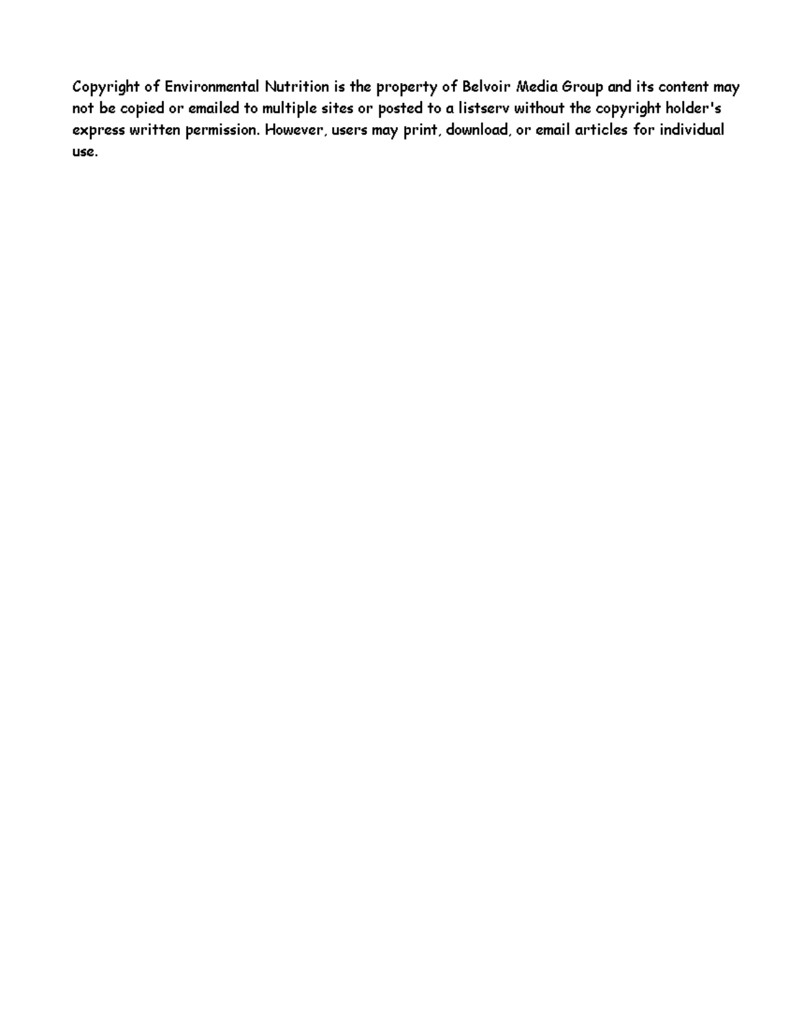Copyright of Environmental Nutrition is the property of Belvoir Media Group and its content may not be copied or emailed to multiple sites or posted to a listserv without the copyright holder's express written permission. However, users may print, download, or email articles for individual use.